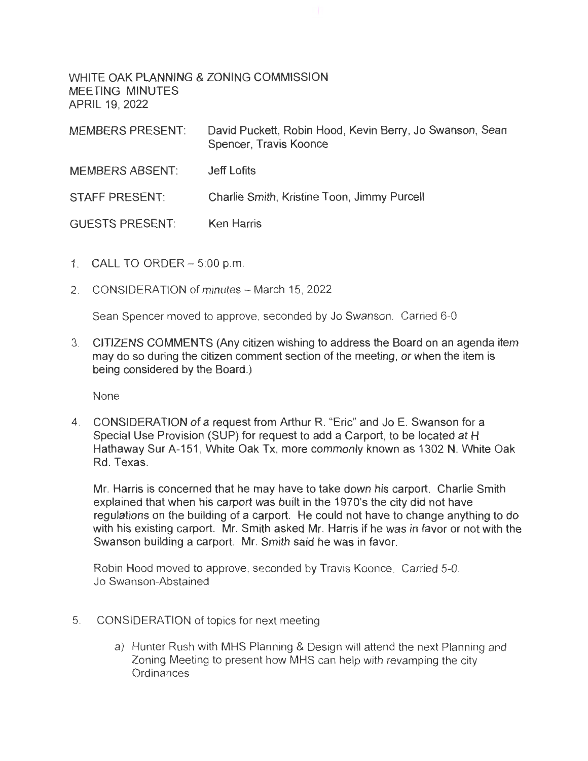WHITE OAK PLANNING & ZONING COMMISSION
MEETING MINUTES
APRIL 19, 2022

MEMBERS PRESENT: David Puckett, Robin Hood, Kevin Berry, Jo Swanson, Sean Spencer, Travis Koonce

MEMBERS ABSENT: Jeff Lofits

STAFF PRESENT: Charlie Smith, Kristine Toon, Jimmy Purcell

GUESTS PRESENT: Ken Harris

1. CALL TO ORDER – 5:00 p.m.

2. CONSIDERATION of minutes – March 15, 2022

   Sean Spencer moved to approve, seconded by Jo Swanson. Carried 6-0

3. CITIZENS COMMENTS (Any citizen wishing to address the Board on an agenda item may do so during the citizen comment section of the meeting, or when the item is being considered by the Board.)

   None

4. CONSIDERATION of a request from Arthur R. "Eric" and Jo E. Swanson for a Special Use Provision (SUP) for request to add a Carport, to be located at H Hathaway Sur A-151, White Oak Tx, more commonly known as 1302 N. White Oak Rd. Texas.

   Mr. Harris is concerned that he may have to take down his carport. Charlie Smith explained that when his carport was built in the 1970's the city did not have regulations on the building of a carport. He could not have to change anything to do with his existing carport. Mr. Smith asked Mr. Harris if he was in favor or not with the Swanson building a carport. Mr. Smith said he was in favor.

   Robin Hood moved to approve, seconded by Travis Koonce. Carried 5-0. Jo Swanson-Abstained

5. CONSIDERATION of topics for next meeting

   a) Hunter Rush with MHS Planning & Design will attend the next Planning and Zoning Meeting to present how MHS can help with revamping the city Ordinances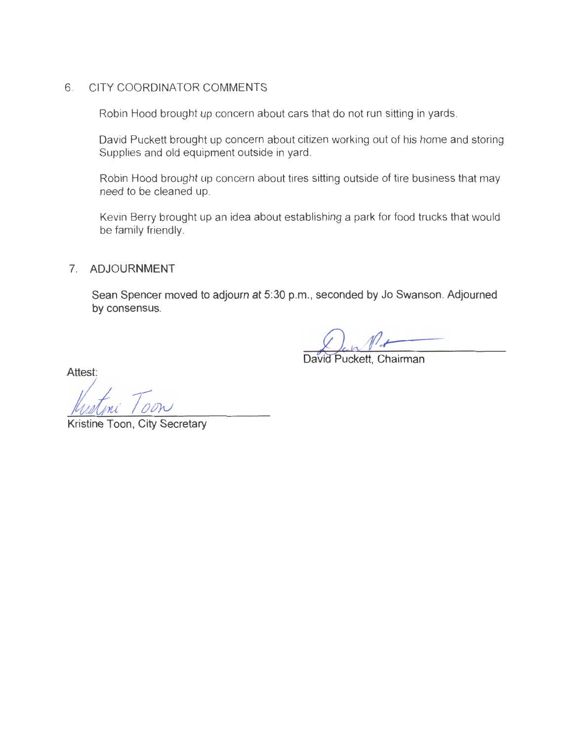## 6. CITY COORDINATOR COMMENTS

Robin Hood brought up concern about cars that do not run sitting in yards.

David Puckett brought up concern about citizen working out of his home and storing Supplies and old equipment outside in yard.

Robin Hood brought up concern about tires sitting outside of tire business that may need to be cleaned up.

Kevin Berry brought up an idea about establishing a park for food trucks that would be family friendly.

## 7. ADJOURNMENT

Sean Spencer moved to adjourn at 5:30 p.m., seconded by Jo Swanson. Adjourned by consensus.

David Puckett, Chairman

Attest:

Kristine Toon, City Secretary